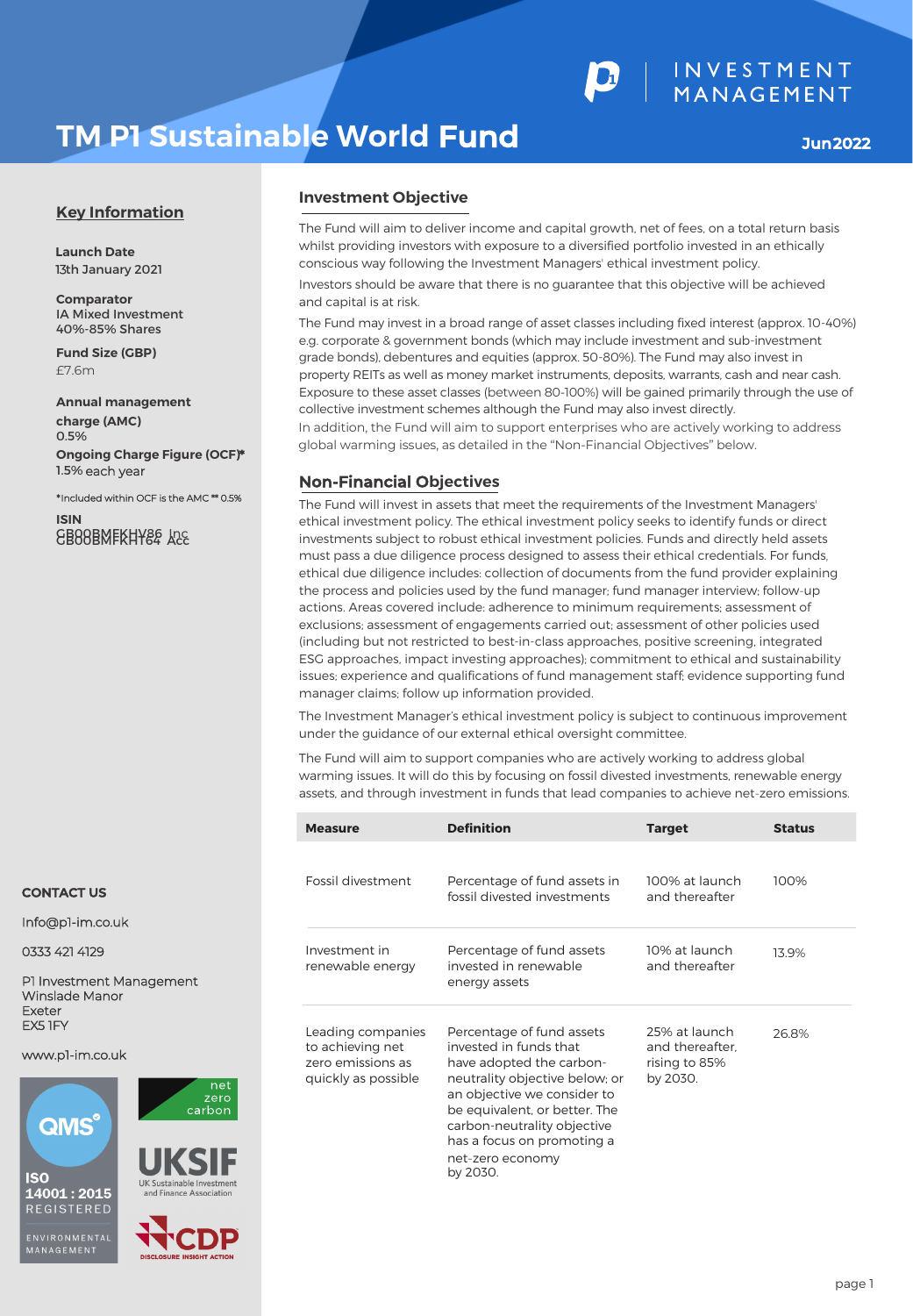# TM P1 Sustainable World Fund

Jun 2022

INVESTMENT MANAGEMENT

## Key Information

**Launch Date**
13th January 2021

**Comparator**
IA Mixed Investment 40%-85% Shares

**Fund Size (GBP)**
£7.6m

**Annual management charge (AMC)**
0.5%

**Ongoing Charge Figure (OCF)***
1.5% each year

*Included within OCF is the AMC ** 0.5%

**ISIN**
GB00BMFKHY86 Inc
GB00BMFKHT64 Acc

**CONTACT US**

Info@p1-im.co.uk

0333 421 4129

P1 Investment Management
Winslade Manor
Exeter
EX5 1FY

www.p1-im.co.uk

QMS ISO 14001 : 2015 REGISTERED ENVIRONMENTAL MANAGEMENT

net zero carbon

UKSIF UK Sustainable Investment and Finance Association

CDP DISCLOSURE INSIGHT ACTION

## Investment Objective

The Fund will aim to deliver income and capital growth, net of fees, on a total return basis whilst providing investors with exposure to a diversified portfolio invested in an ethically conscious way following the Investment Managers' ethical investment policy.

Investors should be aware that there is no guarantee that this objective will be achieved and capital is at risk.

The Fund may invest in a broad range of asset classes including fixed interest (approx. 10-40%) e.g. corporate & government bonds (which may include investment and sub-investment grade bonds), debentures and equities (approx. 50-80%). The Fund may also invest in property REITs as well as money market instruments, deposits, warrants, cash and near cash. Exposure to these asset classes (between 80-100%) will be gained primarily through the use of collective investment schemes although the Fund may also invest directly.

In addition, the Fund will aim to support enterprises who are actively working to address global warming issues, as detailed in the "Non-Financial Objectives" below.

## Non-Financial Objectives

The Fund will invest in assets that meet the requirements of the Investment Managers' ethical investment policy. The ethical investment policy seeks to identify funds or direct investments subject to robust ethical investment policies. Funds and directly held assets must pass a due diligence process designed to assess their ethical credentials. For funds, ethical due diligence includes: collection of documents from the fund provider explaining the process and policies used by the fund manager; fund manager interview; follow-up actions. Areas covered include: adherence to minimum requirements; assessment of exclusions; assessment of engagements carried out; assessment of other policies used (including but not restricted to best-in-class approaches, positive screening, integrated ESG approaches, impact investing approaches); commitment to ethical and sustainability issues; experience and qualifications of fund management staff; evidence supporting fund manager claims; follow up information provided.

The Investment Manager's ethical investment policy is subject to continuous improvement under the guidance of our external ethical oversight committee.

The Fund will aim to support companies who are actively working to address global warming issues. It will do this by focusing on fossil divested investments, renewable energy assets, and through investment in funds that lead companies to achieve net-zero emissions.

| Measure | Definition | Target | Status |
|---|---|---|---|
| Fossil divestment | Percentage of fund assets in fossil divested investments | 100% at launch and thereafter | 100% |
| Investment in renewable energy | Percentage of fund assets invested in renewable energy assets | 10% at launch and thereafter | 13.9% |
| Leading companies to achieving net zero emissions as quickly as possible | Percentage of fund assets invested in funds that have adopted the carbon-neutrality objective below; or an objective we consider to be equivalent, or better. The carbon-neutrality objective has a focus on promoting a net-zero economy by 2030. | 25% at launch and thereafter, rising to 85% by 2030. | 26.8% |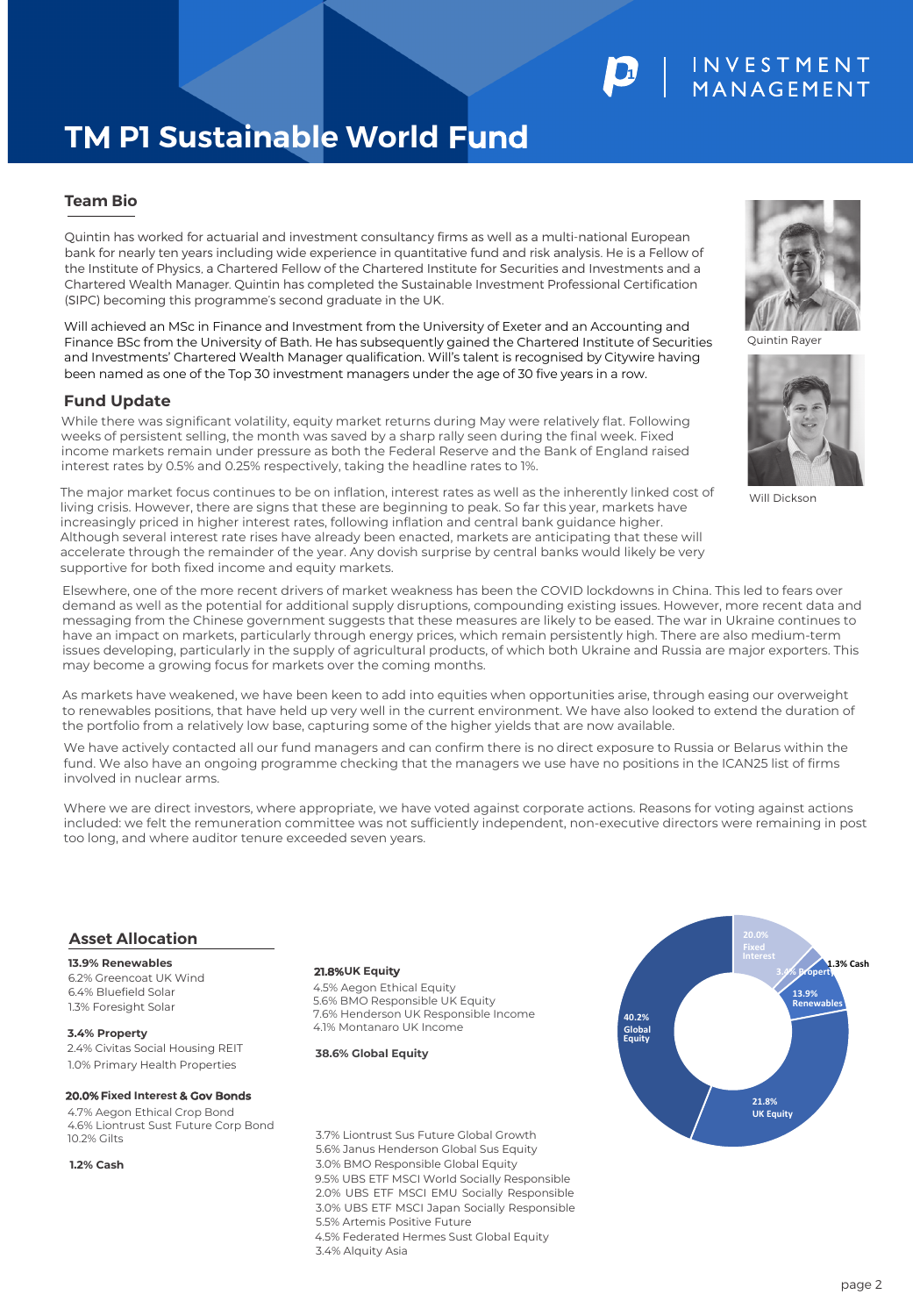# TM P1 Sustainable World Fund

## Team Bio

Quintin has worked for actuarial and investment consultancy firms as well as a multi-national European bank for nearly ten years including wide experience in quantitative fund and risk analysis. He is a Fellow of the Institute of Physics, a Chartered Fellow of the Chartered Institute for Securities and Investments and a Chartered Wealth Manager. Quintin has completed the Sustainable Investment Professional Certification (SIPC) becoming this programme's second graduate in the UK.

Will achieved an MSc in Finance and Investment from the University of Exeter and an Accounting and Finance BSc from the University of Bath. He has subsequently gained the Chartered Institute of Securities and Investments' Chartered Wealth Manager qualification. Will's talent is recognised by Citywire having been named as one of the Top 30 investment managers under the age of 30 five years in a row.

Quintin Rayer

Will Dickson

## Fund Update

While there was significant volatility, equity market returns during May were relatively flat. Following weeks of persistent selling, the month was saved by a sharp rally seen during the final week. Fixed income markets remain under pressure as both the Federal Reserve and the Bank of England raised interest rates by 0.5% and 0.25% respectively, taking the headline rates to 1%.

The major market focus continues to be on inflation, interest rates as well as the inherently linked cost of living crisis. However, there are signs that these are beginning to peak. So far this year, markets have increasingly priced in higher interest rates, following inflation and central bank guidance higher. Although several interest rate rises have already been enacted, markets are anticipating that these will accelerate through the remainder of the year. Any dovish surprise by central banks would likely be very supportive for both fixed income and equity markets.

Elsewhere, one of the more recent drivers of market weakness has been the COVID lockdowns in China. This led to fears over demand as well as the potential for additional supply disruptions, compounding existing issues. However, more recent data and messaging from the Chinese government suggests that these measures are likely to be eased. The war in Ukraine continues to have an impact on markets, particularly through energy prices, which remain persistently high. There are also medium-term issues developing, particularly in the supply of agricultural products, of which both Ukraine and Russia are major exporters. This may become a growing focus for markets over the coming months.

As markets have weakened, we have been keen to add into equities when opportunities arise, through easing our overweight to renewables positions, that have held up very well in the current environment. We have also looked to extend the duration of the portfolio from a relatively low base, capturing some of the higher yields that are now available.

We have actively contacted all our fund managers and can confirm there is no direct exposure to Russia or Belarus within the fund. We also have an ongoing programme checking that the managers we use have no positions in the ICAN25 list of firms involved in nuclear arms.

Where we are direct investors, where appropriate, we have voted against corporate actions. Reasons for voting against actions included: we felt the remuneration committee was not sufficiently independent, non-executive directors were remaining in post too long, and where auditor tenure exceeded seven years.

## Asset Allocation

**13.9% Renewables**
6.2% Greencoat UK Wind
6.4% Bluefield Solar
1.3% Foresight Solar

**3.4% Property**
2.4% Civitas Social Housing REIT
1.0% Primary Health Properties

**20.0% Fixed Interest & Gov Bonds**
4.7% Aegon Ethical Crop Bond
4.6% Liontrust Sust Future Corp Bond
10.2% Gilts

**1.2% Cash**

**21.8% UK Equity**
4.5% Aegon Ethical Equity
5.6% BMO Responsible UK Equity
7.6% Henderson UK Responsible Income
4.1% Montanaro UK Income

**38.6% Global Equity**
3.7% Liontrust Sus Future Global Growth
5.6% Janus Henderson Global Sus Equity
3.0% BMO Responsible Global Equity
9.5% UBS ETF MSCI World Socially Responsible
2.0% UBS ETF MSCI EMU Socially Responsible
3.0% UBS ETF MSCI Japan Socially Responsible
5.5% Artemis Positive Future
4.5% Federated Hermes Sust Global Equity
3.4% Alquity Asia

20.0% Fixed Interest
3.4% Property
1.3% Cash
13.9% Renewables
21.8% UK Equity
40.2% Global Equity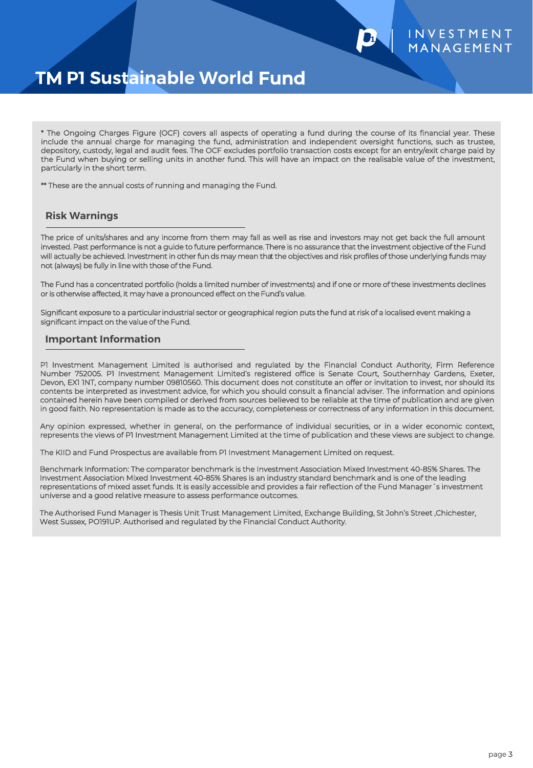# TM P1 Sustainable World Fund

* The Ongoing Charges Figure (OCF) covers all aspects of operating a fund during the course of its financial year. These include the annual charge for managing the fund, administration and independent oversight functions, such as trustee, depository, custody, legal and audit fees. The OCF excludes portfolio transaction costs except for an entry/exit charge paid by the Fund when buying or selling units in another fund. This will have an impact on the realisable value of the investment, particularly in the short term.

** These are the annual costs of running and managing the Fund.

## Risk Warnings

The price of units/shares and any income from them may fall as well as rise and investors may not get back the full amount invested. Past performance is not a guide to future performance. There is no assurance that the investment objective of the Fund will actually be achieved. Investment in other fun ds may mean that the objectives and risk profiles of those underlying funds may not (always) be fully in line with those of the Fund.

The Fund has a concentrated portfolio (holds a limited number of investments) and if one or more of these investments declines or is otherwise affected, it may have a pronounced effect on the Fund's value.

Significant exposure to a particular industrial sector or geographical region puts the fund at risk of a localised event making a significant impact on the value of the Fund.

## Important Information

P1 Investment Management Limited is authorised and regulated by the Financial Conduct Authority, Firm Reference Number 752005. P1 Investment Management Limited's registered office is Senate Court, Southernhay Gardens, Exeter, Devon, EX1 1NT, company number 09810560. This document does not constitute an offer or invitation to invest, nor should its contents be interpreted as investment advice, for which you should consult a financial adviser. The information and opinions contained herein have been compiled or derived from sources believed to be reliable at the time of publication and are given in good faith. No representation is made as to the accuracy, completeness or correctness of any information in this document.

Any opinion expressed, whether in general, on the performance of individual securities, or in a wider economic context, represents the views of P1 Investment Management Limited at the time of publication and these views are subject to change.

The KIID and Fund Prospectus are available from P1 Investment Management Limited on request.

Benchmark Information: The comparator benchmark is the Investment Association Mixed Investment 40-85% Shares. The Investment Association Mixed Investment 40-85% Shares is an industry standard benchmark and is one of the leading representations of mixed asset funds. It is easily accessible and provides a fair reflection of the Fund Manager´s investment universe and a good relative measure to assess performance outcomes.

The Authorised Fund Manager is Thesis Unit Trust Management Limited, Exchange Building, St John's Street ,Chichester, West Sussex, PO191UP. Authorised and regulated by the Financial Conduct Authority.